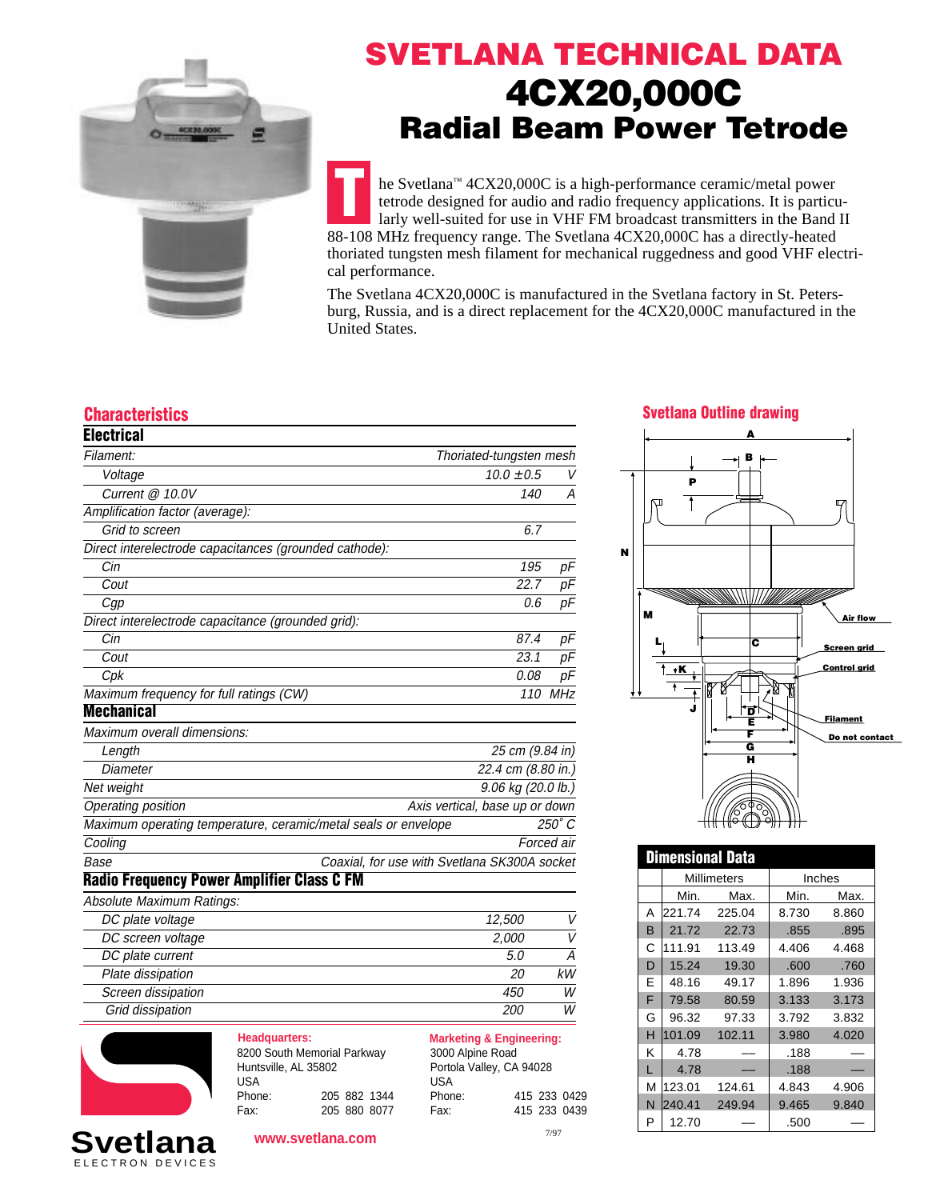# SVETLANA TECHNICAL DATA

# 4CX20,000C

## Radial Beam Power Tetrode

The Svetlana™ 4CX20,000C is a high-performance ceramic/metal power tetrode designed for audio and radio frequency applications. It is particularly well-suited for use in VHF FM broadcast transmitters in the Band II 88-108 MHz frequency range. The Svetlana 4CX20,000C has a directly-heated thoriated tungsten mesh filament for mechanical ruggedness and good VHF electrical performance.

The Svetlana 4CX20,000C is manufactured in the Svetlana factory in St. Petersburg, Russia, and is a direct replacement for the 4CX20,000C manufactured in the United States.

## Characteristics

### Electrical

| | | |
|---|---|---|
| *Filament:* | *Thoriated-tungsten mesh* | |
| *Voltage* | *10.0 ±0.5* | *V* |
| *Current @ 10.0V* | *140* | *A* |
| *Amplification factor (average):* | | |
| *Grid to screen* | *6.7* | |
| *Direct interelectrode capacitances (grounded cathode):* | | |
| *Cin* | *195* | *pF* |
| *Cout* | *22.7* | *pF* |
| *Cgp* | *0.6* | *pF* |
| *Direct interelectrode capacitance (grounded grid):* | | |
| *Cin* | *87.4* | *pF* |
| *Cout* | *23.1* | *pF* |
| *Cpk* | *0.08* | *pF* |
| *Maximum frequency for full ratings (CW)* | *110* | *MHz* |

### Mechanical

| | |
|---|---|
| *Maximum overall dimensions:* | |
| *Length* | *25 cm (9.84 in)* |
| *Diameter* | *22.4 cm (8.80 in.)* |
| *Net weight* | *9.06 kg (20.0 lb.)* |
| *Operating position* | *Axis vertical, base up or down* |
| *Maximum operating temperature, ceramic/metal seals or envelope* | *250° C* |
| *Cooling* | *Forced air* |
| *Base* | *Coaxial, for use with Svetlana SK300A socket* |

### Radio Frequency Power Amplifier Class C FM

| | | |
|---|---|---|
| *Absolute Maximum Ratings:* | | |
| *DC plate voltage* | *12,500* | *V* |
| *DC screen voltage* | *2,000* | *V* |
| *DC plate current* | *5.0* | *A* |
| *Plate dissipation* | *20* | *kW* |
| *Screen dissipation* | *450* | *W* |
| *Grid dissipation* | *200* | *W* |

## Svetlana Outline drawing

A, B, P, N, M, L, K, J, C, D, E, F, G, H — Air flow, Screen grid, Control grid, Filament, Do not contact

### Dimensional Data

| | Millimeters | | Inches | |
|---|---|---|---|---|
| | Min. | Max. | Min. | Max. |
| A | 221.74 | 225.04 | 8.730 | 8.860 |
| B | 21.72 | 22.73 | .855 | .895 |
| C | 111.91 | 113.49 | 4.406 | 4.468 |
| D | 15.24 | 19.30 | .600 | .760 |
| E | 48.16 | 49.17 | 1.896 | 1.936 |
| F | 79.58 | 80.59 | 3.133 | 3.173 |
| G | 96.32 | 97.33 | 3.792 | 3.832 |
| H | 101.09 | 102.11 | 3.980 | 4.020 |
| K | 4.78 | — | .188 | — |
| L | 4.78 | — | .188 | — |
| M | 123.01 | 124.61 | 4.843 | 4.906 |
| N | 240.41 | 249.94 | 9.465 | 9.840 |
| P | 12.70 | — | .500 | — |

**Svetlana** ELECTRON DEVICES

**Headquarters:**
8200 South Memorial Parkway
Huntsville, AL 35802
USA
Phone: 205 882 1344
Fax: 205 880 8077

**Marketing & Engineering:**
3000 Alpine Road
Portola Valley, CA 94028
USA
Phone: 415 233 0429
Fax: 415 233 0439

**www.svetlana.com**

7/97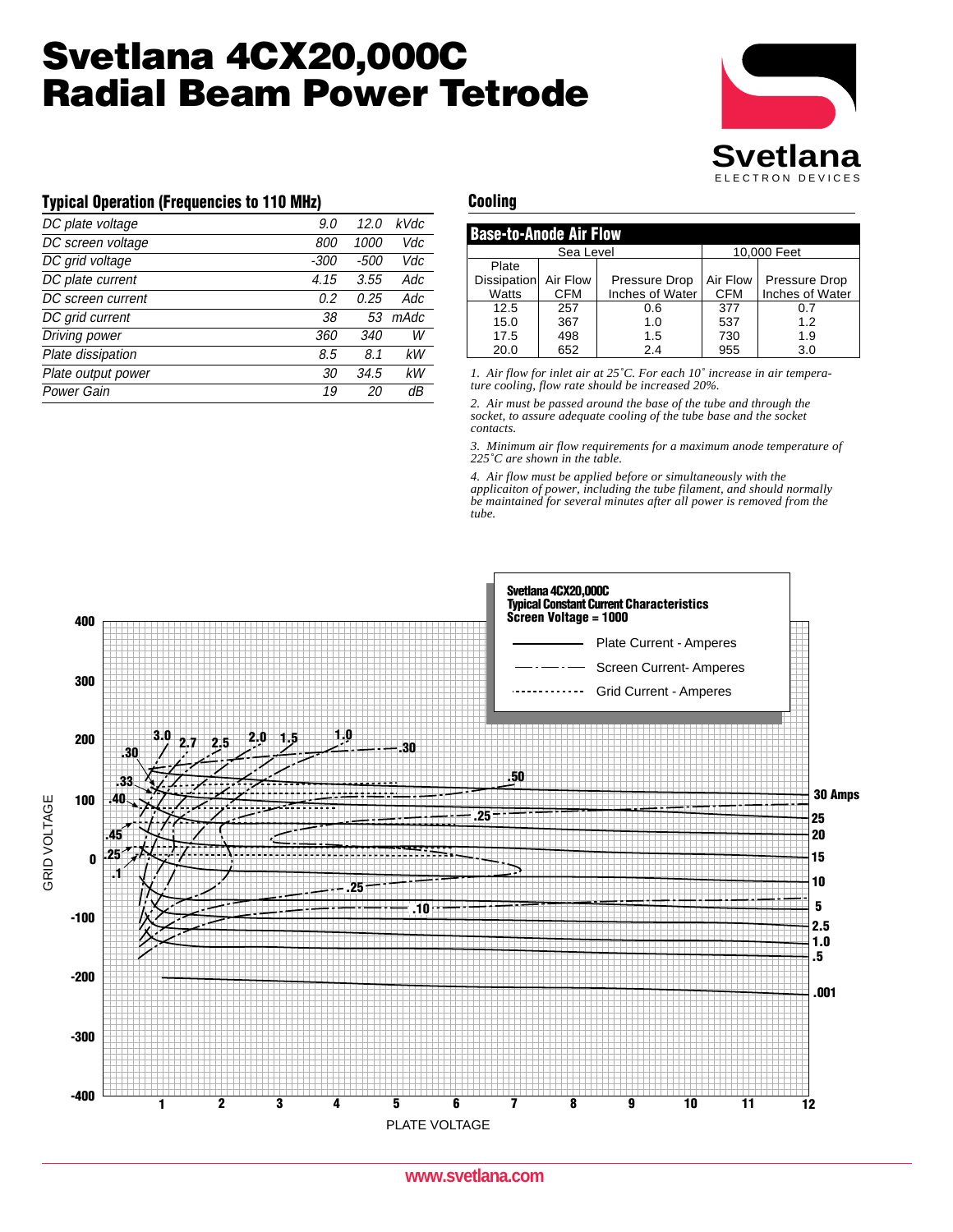# Svetlana 4CX20,000C Radial Beam Power Tetrode

Svetlana
ELECTRON DEVICES

## Typical Operation (Frequencies to 110 MHz)

| | | | |
|---|---|---|---|
| DC plate voltage | 9.0 | 12.0 | kVdc |
| DC screen voltage | 800 | 1000 | Vdc |
| DC grid voltage | -300 | -500 | Vdc |
| DC plate current | 4.15 | 3.55 | Adc |
| DC screen current | 0.2 | 0.25 | Adc |
| DC grid current | 38 | 53 | mAdc |
| Driving power | 360 | 340 | W |
| Plate dissipation | 8.5 | 8.1 | kW |
| Plate output power | 30 | 34.5 | kW |
| Power Gain | 19 | 20 | dB |

## Cooling

**Base-to-Anode Air Flow**

| | Sea Level | | 10,000 Feet | |
|---|---|---|---|---|
| Plate Dissipation Watts | Air Flow CFM | Pressure Drop Inches of Water | Air Flow CFM | Pressure Drop Inches of Water |
| 12.5 | 257 | 0.6 | 377 | 0.7 |
| 15.0 | 367 | 1.0 | 537 | 1.2 |
| 17.5 | 498 | 1.5 | 730 | 1.9 |
| 20.0 | 652 | 2.4 | 955 | 3.0 |

*1. Air flow for inlet air at 25˚C. For each 10˚ increase in air temperature cooling, flow rate should be increased 20%.*

*2. Air must be passed around the base of the tube and through the socket, to assure adequate cooling of the tube base and the socket contacts.*

*3. Minimum air flow requirements for a maximum anode temperature of 225˚C are shown in the table.*

*4. Air flow must be applied before or simultaneously with the applicaiton of power, including the tube filament, and should normally be maintained for several minutes after all power is removed from the tube.*

**Svetlana 4CX20,000C**
**Typical Constant Current Characteristics**
**Screen Voltage = 1000**

Plate Current - Amperes
Screen Current- Amperes
Grid Current - Amperes

GRID VOLTAGE
400, 300, 200, 100, 0, -100, -200, -300, -400

PLATE VOLTAGE
1, 2, 3, 4, 5, 6, 7, 8, 9, 10, 11, 12

3.0, 2.7, 2.5, 2.0, 1.5, 1.0, .30, .30, .33, .40, .45, .25, .1, .50, .25, .25, .10

30 Amps, 25, 20, 15, 10, 5, 2.5, 1.0, .5, .001

www.svetlana.com